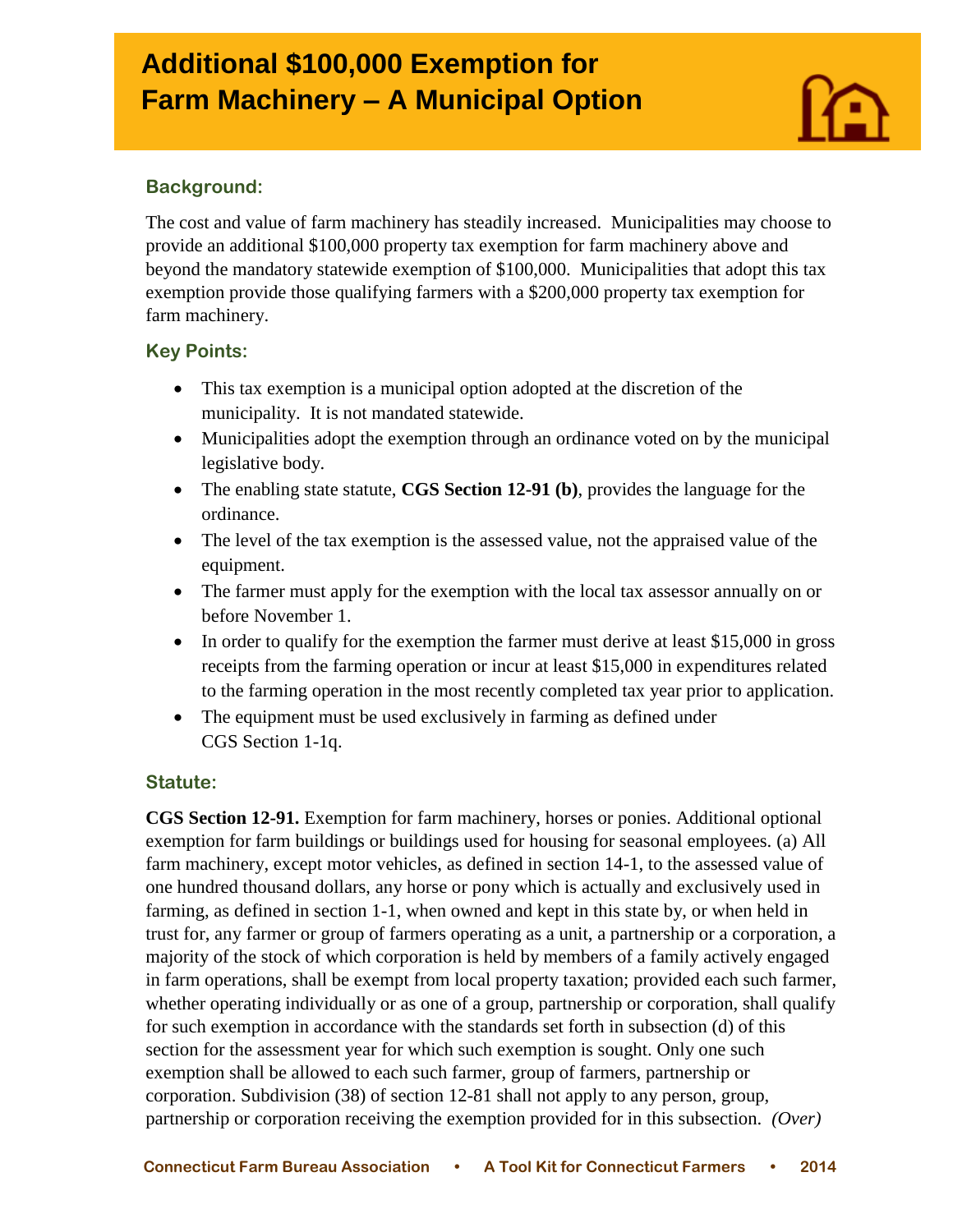# Additional $100,000 Exemption for Farm Machinery – A Municipal Option

## Background:

The cost and value of farm machinery has steadily increased. Municipalities may choose to provide an additional $100,000 property tax exemption for farm machinery above and beyond the mandatory statewide exemption of $100,000. Municipalities that adopt this tax exemption provide those qualifying farmers with a $200,000 property tax exemption for farm machinery.

## Key Points:

- This tax exemption is a municipal option adopted at the discretion of the municipality. It is not mandated statewide.
- Municipalities adopt the exemption through an ordinance voted on by the municipal legislative body.
- The enabling state statute, **CGS Section 12-91 (b)**, provides the language for the ordinance.
- The level of the tax exemption is the assessed value, not the appraised value of the equipment.
- The farmer must apply for the exemption with the local tax assessor annually on or before November 1.
- In order to qualify for the exemption the farmer must derive at least $15,000 in gross receipts from the farming operation or incur at least $15,000 in expenditures related to the farming operation in the most recently completed tax year prior to application.
- The equipment must be used exclusively in farming as defined under CGS Section 1-1q.

## Statute:

**CGS Section 12-91.** Exemption for farm machinery, horses or ponies. Additional optional exemption for farm buildings or buildings used for housing for seasonal employees. (a) All farm machinery, except motor vehicles, as defined in section 14-1, to the assessed value of one hundred thousand dollars, any horse or pony which is actually and exclusively used in farming, as defined in section 1-1, when owned and kept in this state by, or when held in trust for, any farmer or group of farmers operating as a unit, a partnership or a corporation, a majority of the stock of which corporation is held by members of a family actively engaged in farm operations, shall be exempt from local property taxation; provided each such farmer, whether operating individually or as one of a group, partnership or corporation, shall qualify for such exemption in accordance with the standards set forth in subsection (d) of this section for the assessment year for which such exemption is sought. Only one such exemption shall be allowed to each such farmer, group of farmers, partnership or corporation. Subdivision (38) of section 12-81 shall not apply to any person, group, partnership or corporation receiving the exemption provided for in this subsection. *(Over)*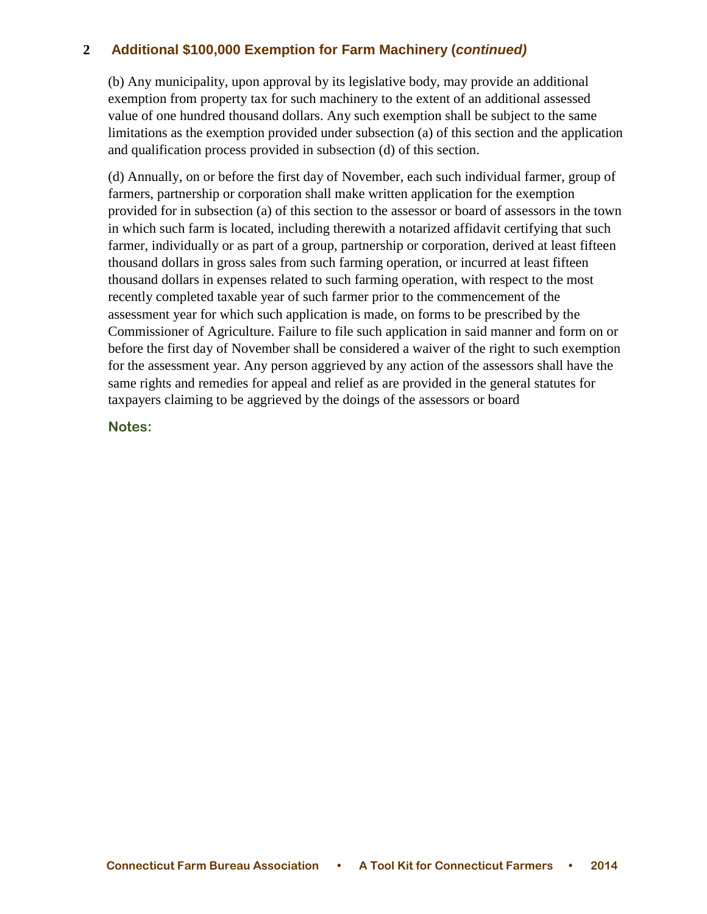## 2 Additional $100,000 Exemption for Farm Machinery (*continued)*

(b) Any municipality, upon approval by its legislative body, may provide an additional exemption from property tax for such machinery to the extent of an additional assessed value of one hundred thousand dollars. Any such exemption shall be subject to the same limitations as the exemption provided under subsection (a) of this section and the application and qualification process provided in subsection (d) of this section.

(d) Annually, on or before the first day of November, each such individual farmer, group of farmers, partnership or corporation shall make written application for the exemption provided for in subsection (a) of this section to the assessor or board of assessors in the town in which such farm is located, including therewith a notarized affidavit certifying that such farmer, individually or as part of a group, partnership or corporation, derived at least fifteen thousand dollars in gross sales from such farming operation, or incurred at least fifteen thousand dollars in expenses related to such farming operation, with respect to the most recently completed taxable year of such farmer prior to the commencement of the assessment year for which such application is made, on forms to be prescribed by the Commissioner of Agriculture. Failure to file such application in said manner and form on or before the first day of November shall be considered a waiver of the right to such exemption for the assessment year. Any person aggrieved by any action of the assessors shall have the same rights and remedies for appeal and relief as are provided in the general statutes for taxpayers claiming to be aggrieved by the doings of the assessors or board

**Notes:**